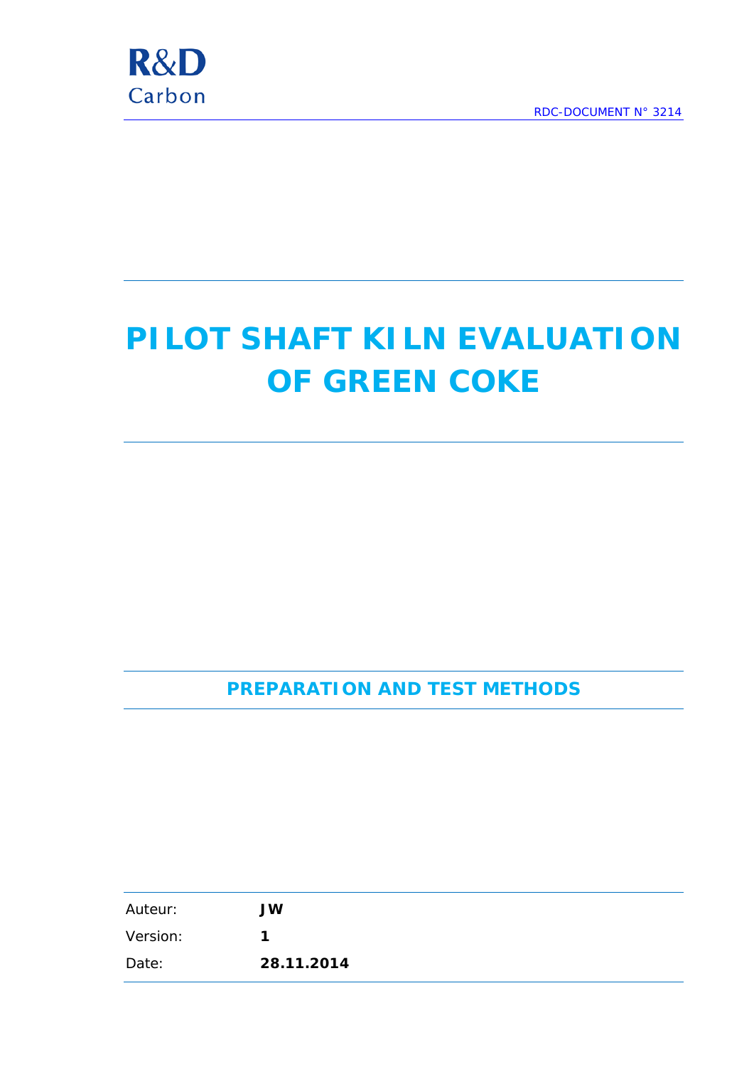R&D
Carbon

RDC-DOCUMENT N° 3214

# PILOT SHAFT KILN EVALUATION OF GREEN COKE

## PREPARATION AND TEST METHODS

| Auteur: | **JW** |
|---|---|
| Version: | **1** |
| Date: | **28.11.2014** |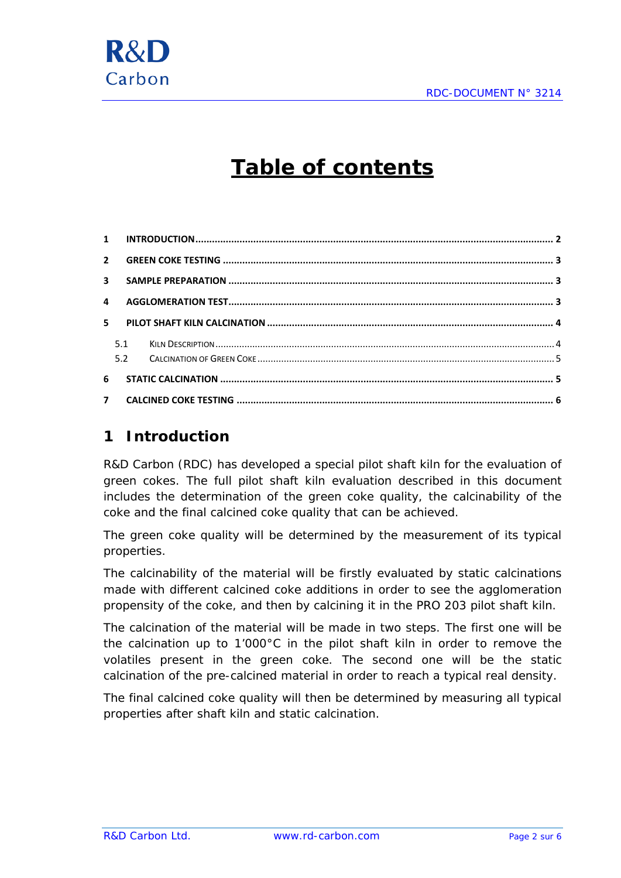# Table of contents

1 INTRODUCTION ........ 2

2 GREEN COKE TESTING ........ 3

3 SAMPLE PREPARATION ........ 3

4 AGGLOMERATION TEST ........ 3

5 PILOT SHAFT KILN CALCINATION ........ 4

- 5.1 KILN DESCRIPTION ........ 4
- 5.2 CALCINATION OF GREEN COKE ........ 5

6 STATIC CALCINATION ........ 5

7 CALCINED COKE TESTING ........ 6

# 1 Introduction

R&D Carbon (RDC) has developed a special pilot shaft kiln for the evaluation of green cokes. The full pilot shaft kiln evaluation described in this document includes the determination of the green coke quality, the calcinability of the coke and the final calcined coke quality that can be achieved.

The green coke quality will be determined by the measurement of its typical properties.

The calcinability of the material will be firstly evaluated by static calcinations made with different calcined coke additions in order to see the agglomeration propensity of the coke, and then by calcining it in the PRO 203 pilot shaft kiln.

The calcination of the material will be made in two steps. The first one will be the calcination up to 1'000°C in the pilot shaft kiln in order to remove the volatiles present in the green coke. The second one will be the static calcination of the pre-calcined material in order to reach a typical real density.

The final calcined coke quality will then be determined by measuring all typical properties after shaft kiln and static calcination.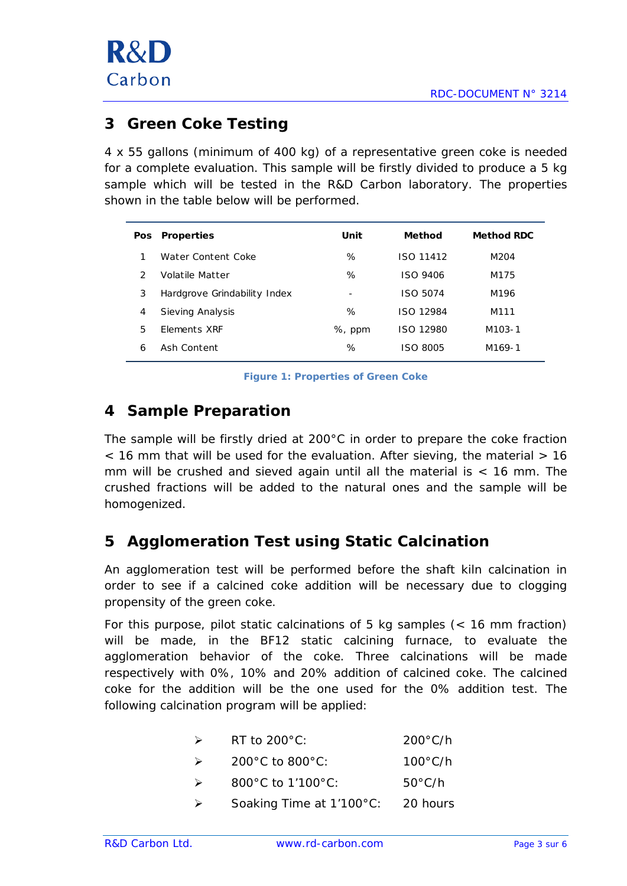## 3 Green Coke Testing

4 x 55 gallons (minimum of 400 kg) of a representative green coke is needed for a complete evaluation. This sample will be firstly divided to produce a 5 kg sample which will be tested in the R&D Carbon laboratory. The properties shown in the table below will be performed.

| Pos | Properties | Unit | Method | Method RDC |
|---|---|---|---|---|
| 1 | Water Content Coke | % | ISO 11412 | M204 |
| 2 | Volatile Matter | % | ISO 9406 | M175 |
| 3 | Hardgrove Grindability Index | - | ISO 5074 | M196 |
| 4 | Sieving Analysis | % | ISO 12984 | M111 |
| 5 | Elements XRF | %, ppm | ISO 12980 | M103-1 |
| 6 | Ash Content | % | ISO 8005 | M169-1 |

**Figure 1: Properties of Green Coke**

## 4 Sample Preparation

The sample will be firstly dried at 200°C in order to prepare the coke fraction < 16 mm that will be used for the evaluation. After sieving, the material > 16 mm will be crushed and sieved again until all the material is < 16 mm. The crushed fractions will be added to the natural ones and the sample will be homogenized.

## 5 Agglomeration Test using Static Calcination

An agglomeration test will be performed before the shaft kiln calcination in order to see if a calcined coke addition will be necessary due to clogging propensity of the green coke.

For this purpose, pilot static calcinations of 5 kg samples (< 16 mm fraction) will be made, in the BF12 static calcining furnace, to evaluate the agglomeration behavior of the coke. Three calcinations will be made respectively with 0%, 10% and 20% addition of calcined coke. The calcined coke for the addition will be the one used for the 0% addition test. The following calcination program will be applied:

- RT to 200°C: 200°C/h
- 200°C to 800°C: 100°C/h
- 800°C to 1'100°C: 50°C/h
- Soaking Time at 1'100°C: 20 hours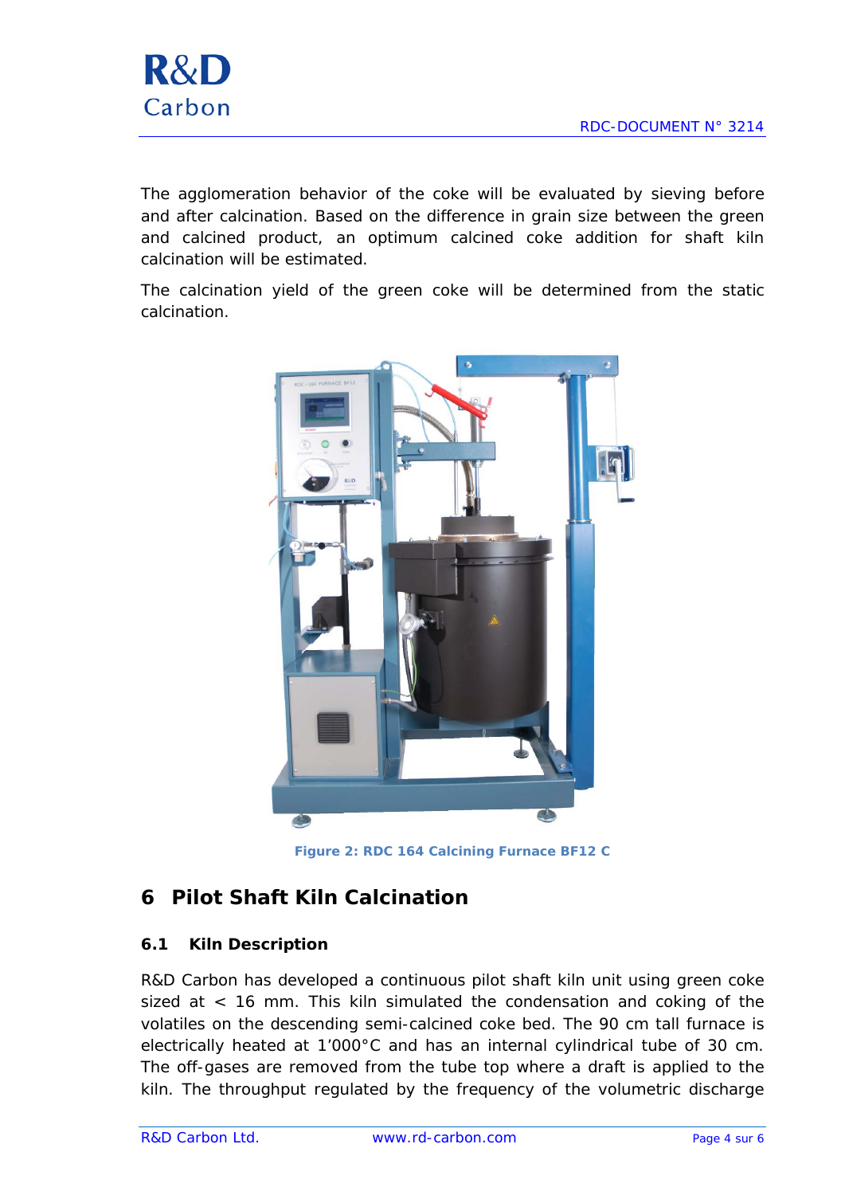The agglomeration behavior of the coke will be evaluated by sieving before and after calcination. Based on the difference in grain size between the green and calcined product, an optimum calcined coke addition for shaft kiln calcination will be estimated.

The calcination yield of the green coke will be determined from the static calcination.

Figure 2: RDC 164 Calcining Furnace BF12 C

# 6 Pilot Shaft Kiln Calcination

## 6.1 Kiln Description

R&D Carbon has developed a continuous pilot shaft kiln unit using green coke sized at < 16 mm. This kiln simulated the condensation and coking of the volatiles on the descending semi-calcined coke bed. The 90 cm tall furnace is electrically heated at 1’000°C and has an internal cylindrical tube of 30 cm. The off-gases are removed from the tube top where a draft is applied to the kiln. The throughput regulated by the frequency of the volumetric discharge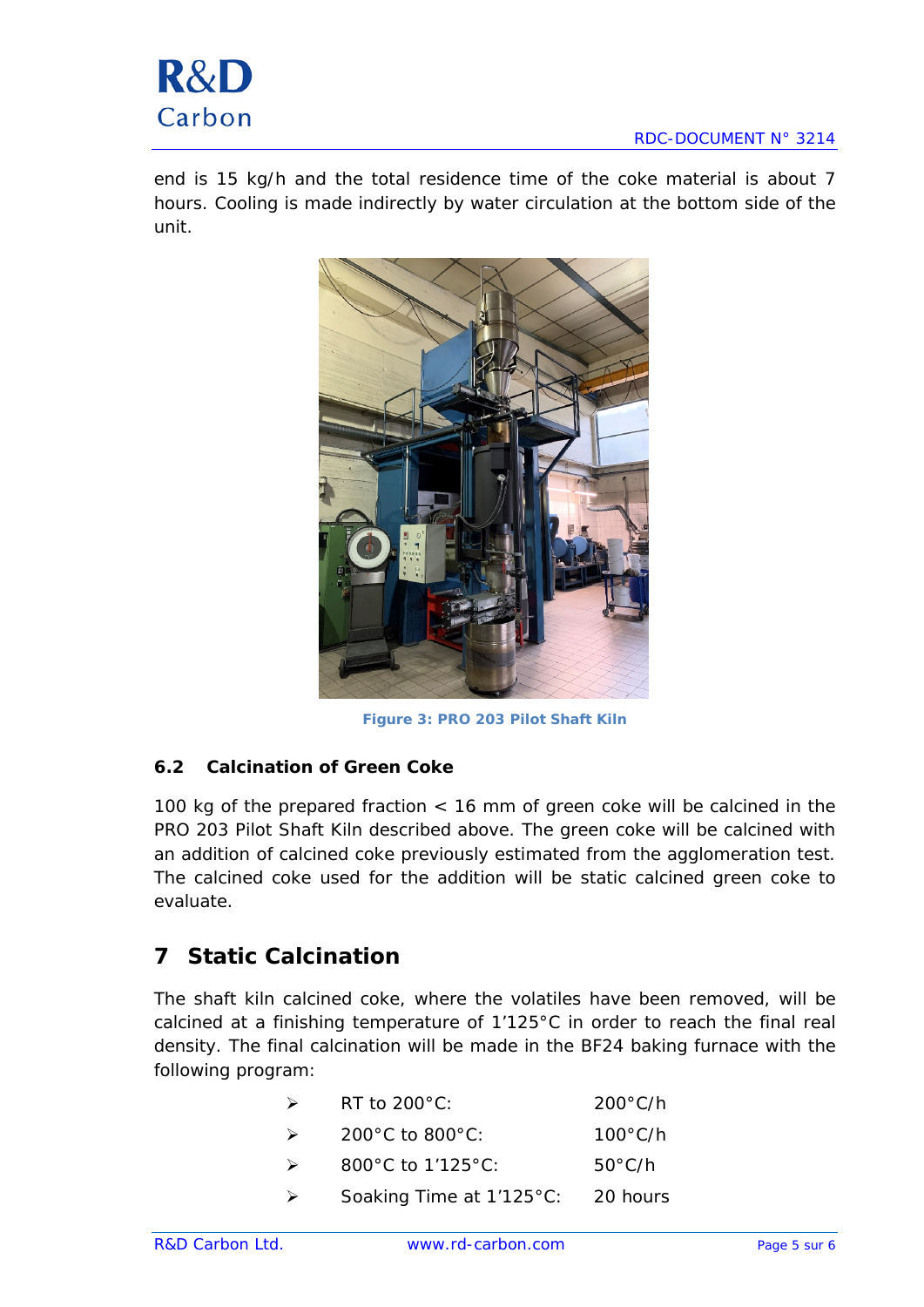end is 15 kg/h and the total residence time of the coke material is about 7 hours. Cooling is made indirectly by water circulation at the bottom side of the unit.

**Figure 3: PRO 203 Pilot Shaft Kiln**

### 6.2 Calcination of Green Coke

100 kg of the prepared fraction < 16 mm of green coke will be calcined in the PRO 203 Pilot Shaft Kiln described above. The green coke will be calcined with an addition of calcined coke previously estimated from the agglomeration test. The calcined coke used for the addition will be static calcined green coke to evaluate.

## 7 Static Calcination

The shaft kiln calcined coke, where the volatiles have been removed, will be calcined at a finishing temperature of 1'125°C in order to reach the final real density. The final calcination will be made in the BF24 baking furnace with the following program:

- RT to 200°C: 200°C/h
- 200°C to 800°C: 100°C/h
- 800°C to 1'125°C: 50°C/h
- Soaking Time at 1'125°C: 20 hours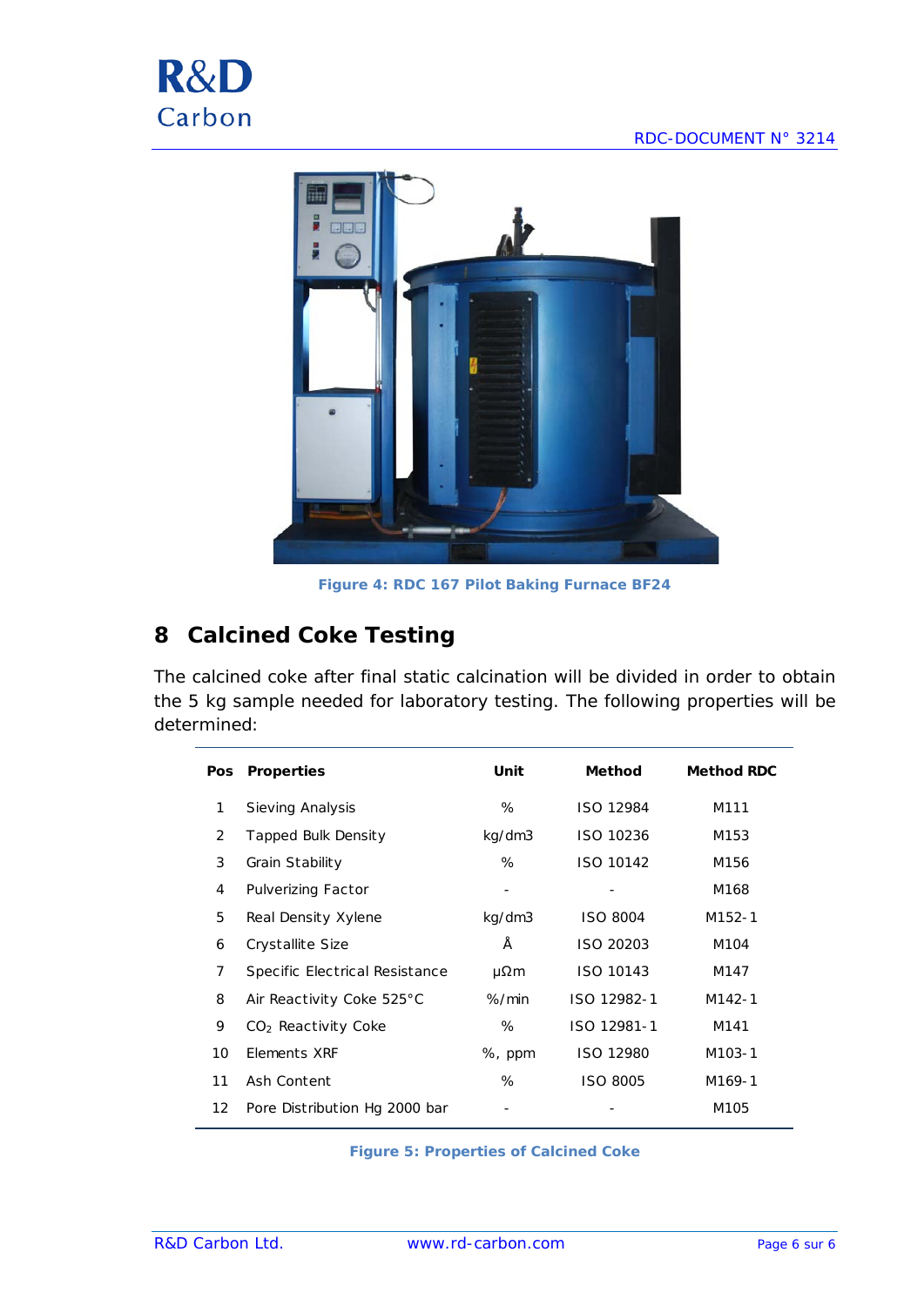Figure 4: RDC 167 Pilot Baking Furnace BF24

# 8 Calcined Coke Testing

The calcined coke after final static calcination will be divided in order to obtain the 5 kg sample needed for laboratory testing. The following properties will be determined:

| Pos | Properties | Unit | Method | Method RDC |
|---|---|---|---|---|
| 1 | Sieving Analysis | % | ISO 12984 | M111 |
| 2 | Tapped Bulk Density | kg/dm3 | ISO 10236 | M153 |
| 3 | Grain Stability | % | ISO 10142 | M156 |
| 4 | Pulverizing Factor | - | - | M168 |
| 5 | Real Density Xylene | kg/dm3 | ISO 8004 | M152-1 |
| 6 | Crystallite Size | Å | ISO 20203 | M104 |
| 7 | Specific Electrical Resistance | μΩm | ISO 10143 | M147 |
| 8 | Air Reactivity Coke 525°C | %/min | ISO 12982-1 | M142-1 |
| 9 | $CO_2$ Reactivity Coke | % | ISO 12981-1 | M141 |
| 10 | Elements XRF | %, ppm | ISO 12980 | M103-1 |
| 11 | Ash Content | % | ISO 8005 | M169-1 |
| 12 | Pore Distribution Hg 2000 bar | - | - | M105 |

Figure 5: Properties of Calcined Coke